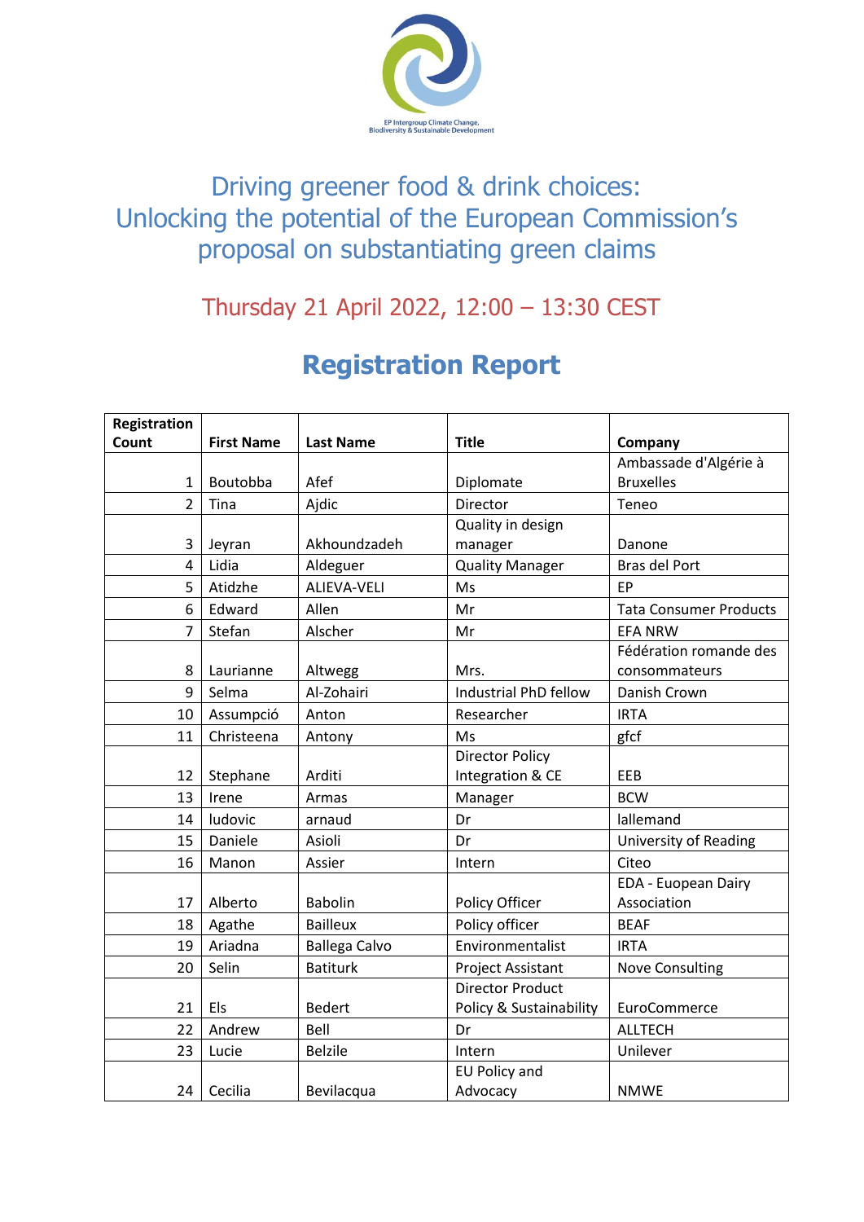EP Intergroup Climate Change, Biodiversity & Sustainable Development

# Driving greener food & drink choices: Unlocking the potential of the European Commission's proposal on substantiating green claims

## Thursday 21 April 2022, 12:00 – 13:30 CEST

# Registration Report

| Registration Count | First Name | Last Name | Title | Company |
|---|---|---|---|---|
| 1 | Boutobba | Afef | Diplomate | Ambassade d'Algérie à Bruxelles |
| 2 | Tina | Ajdic | Director | Teneo |
| 3 | Jeyran | Akhoundzadeh | Quality in design manager | Danone |
| 4 | Lidia | Aldeguer | Quality Manager | Bras del Port |
| 5 | Atidzhe | ALIEVA-VELI | Ms | EP |
| 6 | Edward | Allen | Mr | Tata Consumer Products |
| 7 | Stefan | Alscher | Mr | EFA NRW |
| 8 | Laurianne | Altwegg | Mrs. | Fédération romande des consommateurs |
| 9 | Selma | Al-Zohairi | Industrial PhD fellow | Danish Crown |
| 10 | Assumpció | Anton | Researcher | IRTA |
| 11 | Christeena | Antony | Ms | gfcf |
| 12 | Stephane | Arditi | Director Policy Integration & CE | EEB |
| 13 | Irene | Armas | Manager | BCW |
| 14 | ludovic | arnaud | Dr | lallemand |
| 15 | Daniele | Asioli | Dr | University of Reading |
| 16 | Manon | Assier | Intern | Citeo |
| 17 | Alberto | Babolin | Policy Officer | EDA - Euopean Dairy Association |
| 18 | Agathe | Bailleux | Policy officer | BEAF |
| 19 | Ariadna | Ballega Calvo | Environmentalist | IRTA |
| 20 | Selin | Batiturk | Project Assistant | Nove Consulting |
| 21 | Els | Bedert | Director Product Policy & Sustainability | EuroCommerce |
| 22 | Andrew | Bell | Dr | ALLTECH |
| 23 | Lucie | Belzile | Intern | Unilever |
| 24 | Cecilia | Bevilacqua | EU Policy and Advocacy | NMWE |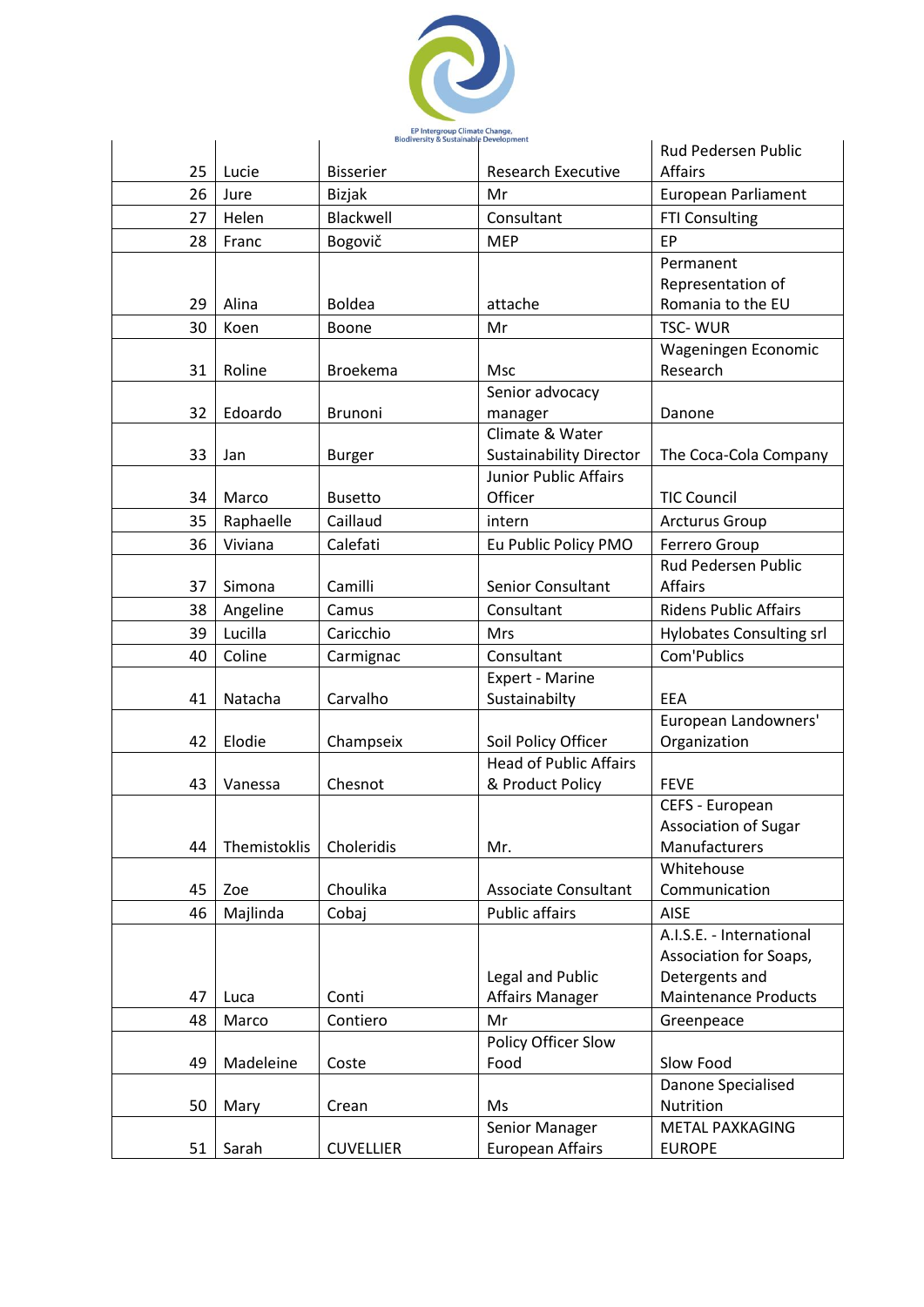| | | | | |
|---|---|---|---|---|
| 25 | Lucie | Bisserier | Research Executive | Rud Pedersen Public Affairs |
| 26 | Jure | Bizjak | Mr | European Parliament |
| 27 | Helen | Blackwell | Consultant | FTI Consulting |
| 28 | Franc | Bogovič | MEP | EP |
| 29 | Alina | Boldea | attache | Permanent Representation of Romania to the EU |
| 30 | Koen | Boone | Mr | TSC- WUR |
| 31 | Roline | Broekema | Msc | Wageningen Economic Research |
| 32 | Edoardo | Brunoni | Senior advocacy manager | Danone |
| 33 | Jan | Burger | Climate & Water Sustainability Director | The Coca-Cola Company |
| 34 | Marco | Busetto | Junior Public Affairs Officer | TIC Council |
| 35 | Raphaelle | Caillaud | intern | Arcturus Group |
| 36 | Viviana | Calefati | Eu Public Policy PMO | Ferrero Group |
| 37 | Simona | Camilli | Senior Consultant | Rud Pedersen Public Affairs |
| 38 | Angeline | Camus | Consultant | Ridens Public Affairs |
| 39 | Lucilla | Caricchio | Mrs | Hylobates Consulting srl |
| 40 | Coline | Carmignac | Consultant | Com'Publics |
| 41 | Natacha | Carvalho | Expert - Marine Sustainabilty | EEA |
| 42 | Elodie | Champseix | Soil Policy Officer | European Landowners' Organization |
| 43 | Vanessa | Chesnot | Head of Public Affairs & Product Policy | FEVE |
| 44 | Themistoklis | Choleridis | Mr. | CEFS - European Association of Sugar Manufacturers |
| 45 | Zoe | Choulika | Associate Consultant | Whitehouse Communication |
| 46 | Majlinda | Cobaj | Public affairs | AISE |
| 47 | Luca | Conti | Legal and Public Affairs Manager | A.I.S.E. - International Association for Soaps, Detergents and Maintenance Products |
| 48 | Marco | Contiero | Mr | Greenpeace |
| 49 | Madeleine | Coste | Policy Officer Slow Food | Slow Food |
| 50 | Mary | Crean | Ms | Danone Specialised Nutrition |
| 51 | Sarah | CUVELLIER | Senior Manager European Affairs | METAL PAXKAGING EUROPE |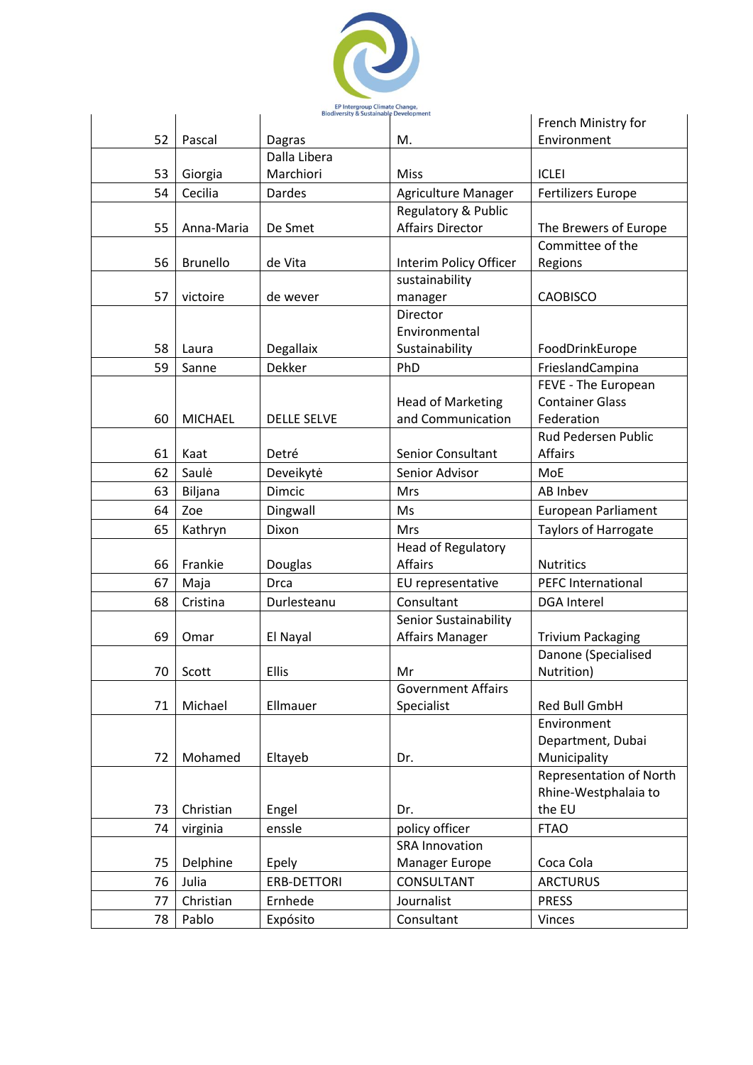| | | | | |
|---|---|---|---|---|
| 52 | Pascal | Dagras | M. | French Ministry for Environment |
| 53 | Giorgia | Dalla Libera Marchiori | Miss | ICLEI |
| 54 | Cecilia | Dardes | Agriculture Manager | Fertilizers Europe |
| 55 | Anna-Maria | De Smet | Regulatory & Public Affairs Director | The Brewers of Europe |
| 56 | Brunello | de Vita | Interim Policy Officer | Committee of the Regions |
| 57 | victoire | de wever | sustainability manager | CAOBISCO |
| 58 | Laura | Degallaix | Director Environmental Sustainability | FoodDrinkEurope |
| 59 | Sanne | Dekker | PhD | FrieslandCampina |
| 60 | MICHAEL | DELLE SELVE | Head of Marketing and Communication | FEVE - The European Container Glass Federation |
| 61 | Kaat | Detré | Senior Consultant | Rud Pedersen Public Affairs |
| 62 | Saulė | Deveikytė | Senior Advisor | MoE |
| 63 | Biljana | Dimcic | Mrs | AB Inbev |
| 64 | Zoe | Dingwall | Ms | European Parliament |
| 65 | Kathryn | Dixon | Mrs | Taylors of Harrogate |
| 66 | Frankie | Douglas | Head of Regulatory Affairs | Nutritics |
| 67 | Maja | Drca | EU representative | PEFC International |
| 68 | Cristina | Durlesteanu | Consultant | DGA Interel |
| 69 | Omar | El Nayal | Senior Sustainability Affairs Manager | Trivium Packaging |
| 70 | Scott | Ellis | Mr | Danone (Specialised Nutrition) |
| 71 | Michael | Ellmauer | Government Affairs Specialist | Red Bull GmbH |
| 72 | Mohamed | Eltayeb | Dr. | Environment Department, Dubai Municipality |
| 73 | Christian | Engel | Dr. | Representation of North Rhine-Westphalaia to the EU |
| 74 | virginia | enssle | policy officer | FTAO |
| 75 | Delphine | Epely | SRA Innovation Manager Europe | Coca Cola |
| 76 | Julia | ERB-DETTORI | CONSULTANT | ARCTURUS |
| 77 | Christian | Ernhede | Journalist | PRESS |
| 78 | Pablo | Expósito | Consultant | Vinces |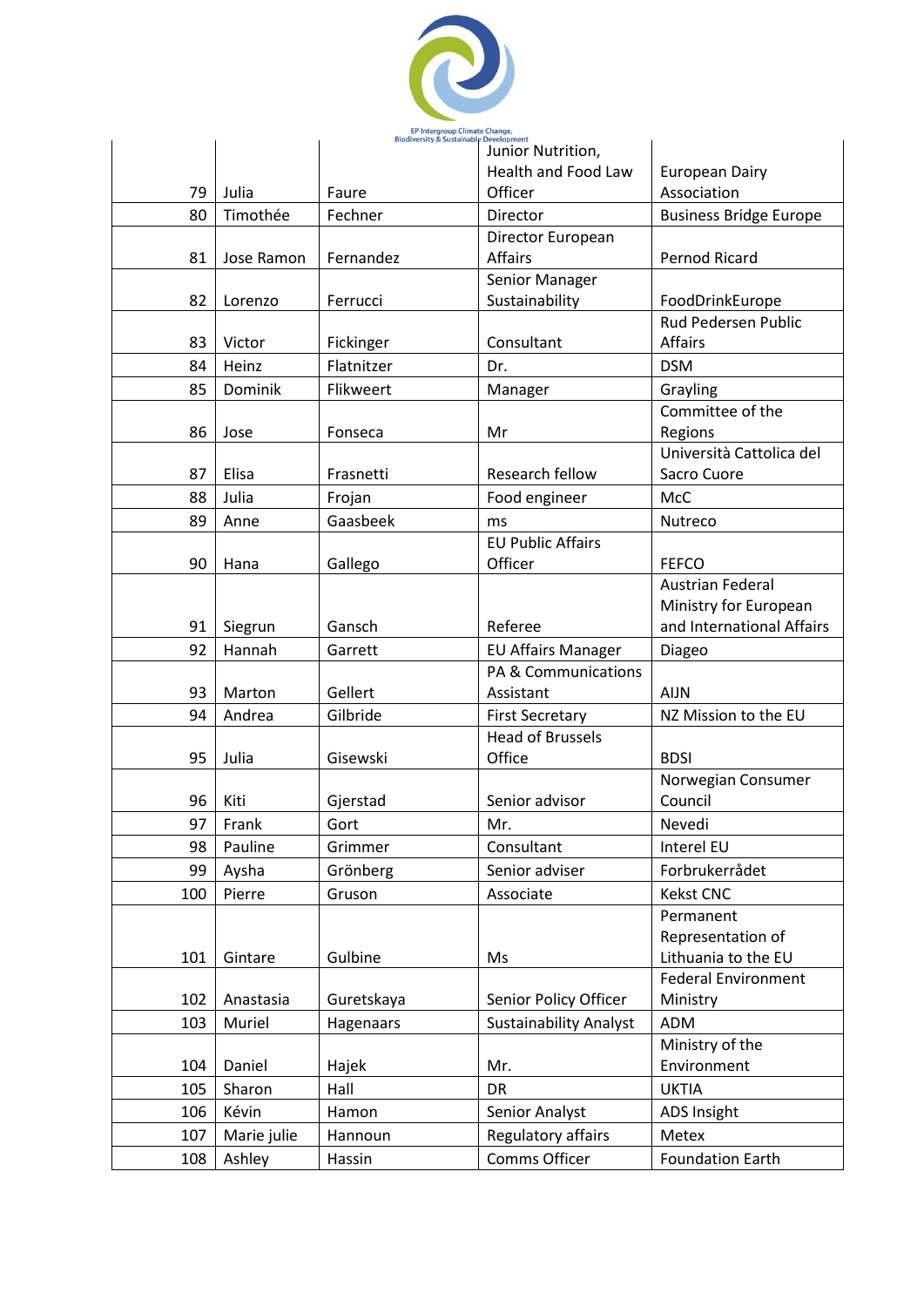| 79 | Julia | Faure | Junior Nutrition, Health and Food Law Officer | European Dairy Association |
|---|---|---|---|---|
| 80 | Timothée | Fechner | Director | Business Bridge Europe |
| 81 | Jose Ramon | Fernandez | Director European Affairs | Pernod Ricard |
| 82 | Lorenzo | Ferrucci | Senior Manager Sustainability | FoodDrinkEurope |
| 83 | Victor | Fickinger | Consultant | Rud Pedersen Public Affairs |
| 84 | Heinz | Flatnitzer | Dr. | DSM |
| 85 | Dominik | Flikweert | Manager | Grayling |
| 86 | Jose | Fonseca | Mr | Committee of the Regions |
| 87 | Elisa | Frasnetti | Research fellow | Università Cattolica del Sacro Cuore |
| 88 | Julia | Frojan | Food engineer | McC |
| 89 | Anne | Gaasbeek | ms | Nutreco |
| 90 | Hana | Gallego | EU Public Affairs Officer | FEFCO |
| 91 | Siegrun | Gansch | Referee | Austrian Federal Ministry for European and International Affairs |
| 92 | Hannah | Garrett | EU Affairs Manager | Diageo |
| 93 | Marton | Gellert | PA & Communications Assistant | AIJN |
| 94 | Andrea | Gilbride | First Secretary | NZ Mission to the EU |
| 95 | Julia | Gisewski | Head of Brussels Office | BDSI |
| 96 | Kiti | Gjerstad | Senior advisor | Norwegian Consumer Council |
| 97 | Frank | Gort | Mr. | Nevedi |
| 98 | Pauline | Grimmer | Consultant | Interel EU |
| 99 | Aysha | Grönberg | Senior adviser | Forbrukerrådet |
| 100 | Pierre | Gruson | Associate | Kekst CNC |
| 101 | Gintare | Gulbine | Ms | Permanent Representation of Lithuania to the EU |
| 102 | Anastasia | Guretskaya | Senior Policy Officer | Federal Environment Ministry |
| 103 | Muriel | Hagenaars | Sustainability Analyst | ADM |
| 104 | Daniel | Hajek | Mr. | Ministry of the Environment |
| 105 | Sharon | Hall | DR | UKTIA |
| 106 | Kévin | Hamon | Senior Analyst | ADS Insight |
| 107 | Marie julie | Hannoun | Regulatory affairs | Metex |
| 108 | Ashley | Hassin | Comms Officer | Foundation Earth |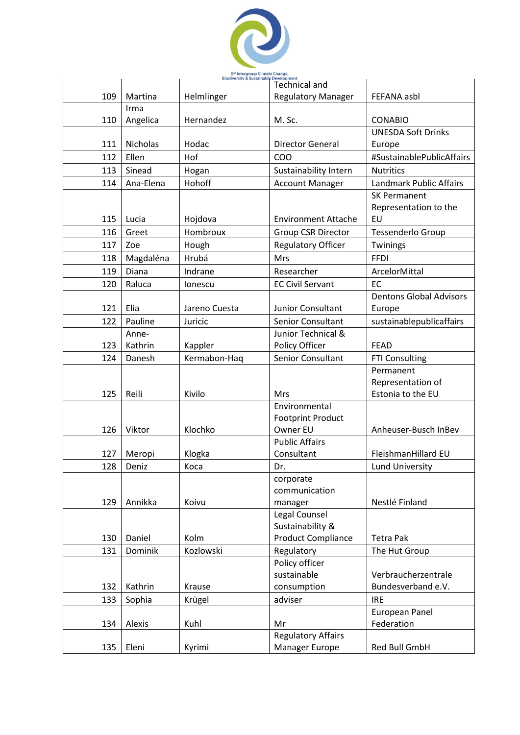| 109 | Martina | Helmlinger | Technical and Regulatory Manager | FEFANA asbl |
|---|---|---|---|---|
| 110 | Irma Angelica | Hernandez | M. Sc. | CONABIO |
| 111 | Nicholas | Hodac | Director General | UNESDA Soft Drinks Europe |
| 112 | Ellen | Hof | COO | #SustainablePublicAffairs |
| 113 | Sinead | Hogan | Sustainability Intern | Nutritics |
| 114 | Ana-Elena | Hohoff | Account Manager | Landmark Public Affairs |
| 115 | Lucia | Hojdova | Environment Attache | SK Permanent Representation to the EU |
| 116 | Greet | Hombroux | Group CSR Director | Tessenderlo Group |
| 117 | Zoe | Hough | Regulatory Officer | Twinings |
| 118 | Magdaléna | Hrubá | Mrs | FFDI |
| 119 | Diana | Indrane | Researcher | ArcelorMittal |
| 120 | Raluca | Ionescu | EC Civil Servant | EC |
| 121 | Elia | Jareno Cuesta | Junior Consultant | Dentons Global Advisors Europe |
| 122 | Pauline | Juricic | Senior Consultant | sustainablepublicaffairs |
| 123 | Anne-Kathrin | Kappler | Junior Technical & Policy Officer | FEAD |
| 124 | Danesh | Kermabon-Haq | Senior Consultant | FTI Consulting |
| 125 | Reili | Kivilo | Mrs | Permanent Representation of Estonia to the EU |
| 126 | Viktor | Klochko | Environmental Footprint Product Owner EU | Anheuser-Busch InBev |
| 127 | Meropi | Klogka | Public Affairs Consultant | FleishmanHillard EU |
| 128 | Deniz | Koca | Dr. | Lund University |
| 129 | Annikka | Koivu | corporate communication manager | Nestlé Finland |
| 130 | Daniel | Kolm | Legal Counsel Sustainability & Product Compliance | Tetra Pak |
| 131 | Dominik | Kozlowski | Regulatory | The Hut Group |
| 132 | Kathrin | Krause | Policy officer sustainable consumption | Verbraucherzentrale Bundesverband e.V. |
| 133 | Sophia | Krügel | adviser | IRE |
| 134 | Alexis | Kuhl | Mr | European Panel Federation |
| 135 | Eleni | Kyrimi | Regulatory Affairs Manager Europe | Red Bull GmbH |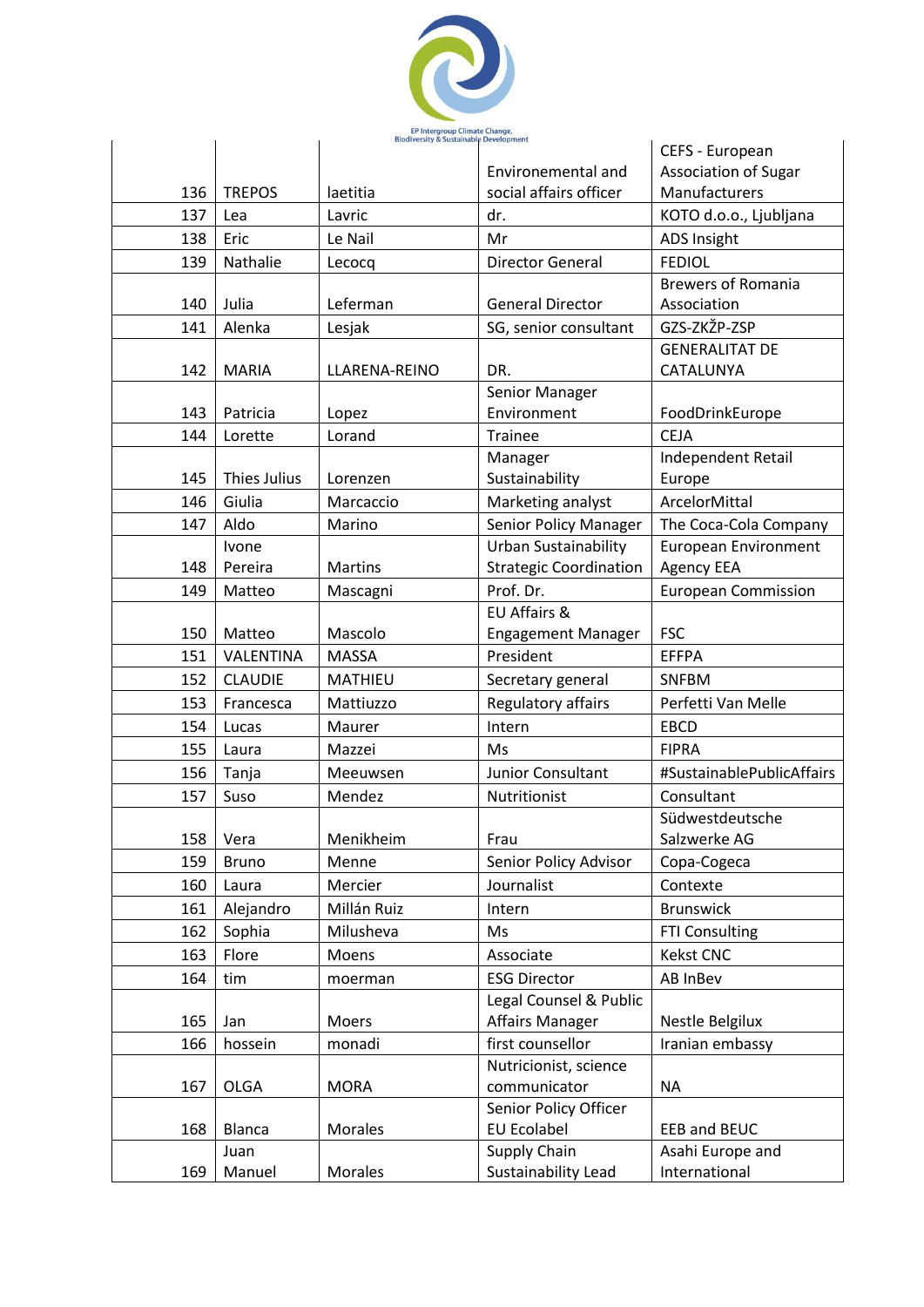| 136 | TREPOS | laetitia | Environemental and social affairs officer | CEFS - European Association of Sugar Manufacturers |
|---|---|---|---|---|
| 137 | Lea | Lavric | dr. | KOTO d.o.o., Ljubljana |
| 138 | Eric | Le Nail | Mr | ADS Insight |
| 139 | Nathalie | Lecocq | Director General | FEDIOL |
| 140 | Julia | Leferman | General Director | Brewers of Romania Association |
| 141 | Alenka | Lesjak | SG, senior consultant | GZS-ZKŽP-ZSP |
| 142 | MARIA | LLARENA-REINO | DR. | GENERALITAT DE CATALUNYA |
| 143 | Patricia | Lopez | Senior Manager Environment | FoodDrinkEurope |
| 144 | Lorette | Lorand | Trainee | CEJA |
| 145 | Thies Julius | Lorenzen | Manager Sustainability | Independent Retail Europe |
| 146 | Giulia | Marcaccio | Marketing analyst | ArcelorMittal |
| 147 | Aldo | Marino | Senior Policy Manager | The Coca-Cola Company |
| 148 | Ivone Pereira | Martins | Urban Sustainability Strategic Coordination | European Environment Agency EEA |
| 149 | Matteo | Mascagni | Prof. Dr. | European Commission |
| 150 | Matteo | Mascolo | EU Affairs & Engagement Manager | FSC |
| 151 | VALENTINA | MASSA | President | EFFPA |
| 152 | CLAUDIE | MATHIEU | Secretary general | SNFBM |
| 153 | Francesca | Mattiuzzo | Regulatory affairs | Perfetti Van Melle |
| 154 | Lucas | Maurer | Intern | EBCD |
| 155 | Laura | Mazzei | Ms | FIPRA |
| 156 | Tanja | Meeuwsen | Junior Consultant | #SustainablePublicAffairs |
| 157 | Suso | Mendez | Nutritionist | Consultant |
| 158 | Vera | Menikheim | Frau | Südwestdeutsche Salzwerke AG |
| 159 | Bruno | Menne | Senior Policy Advisor | Copa-Cogeca |
| 160 | Laura | Mercier | Journalist | Contexte |
| 161 | Alejandro | Millán Ruiz | Intern | Brunswick |
| 162 | Sophia | Milusheva | Ms | FTI Consulting |
| 163 | Flore | Moens | Associate | Kekst CNC |
| 164 | tim | moerman | ESG Director | AB InBev |
| 165 | Jan | Moers | Legal Counsel & Public Affairs Manager | Nestle Belgilux |
| 166 | hossein | monadi | first counsellor | Iranian embassy |
| 167 | OLGA | MORA | Nutricionist, science communicator | NA |
| 168 | Blanca | Morales | Senior Policy Officer EU Ecolabel | EEB and BEUC |
| 169 | Juan Manuel | Morales | Supply Chain Sustainability Lead | Asahi Europe and International |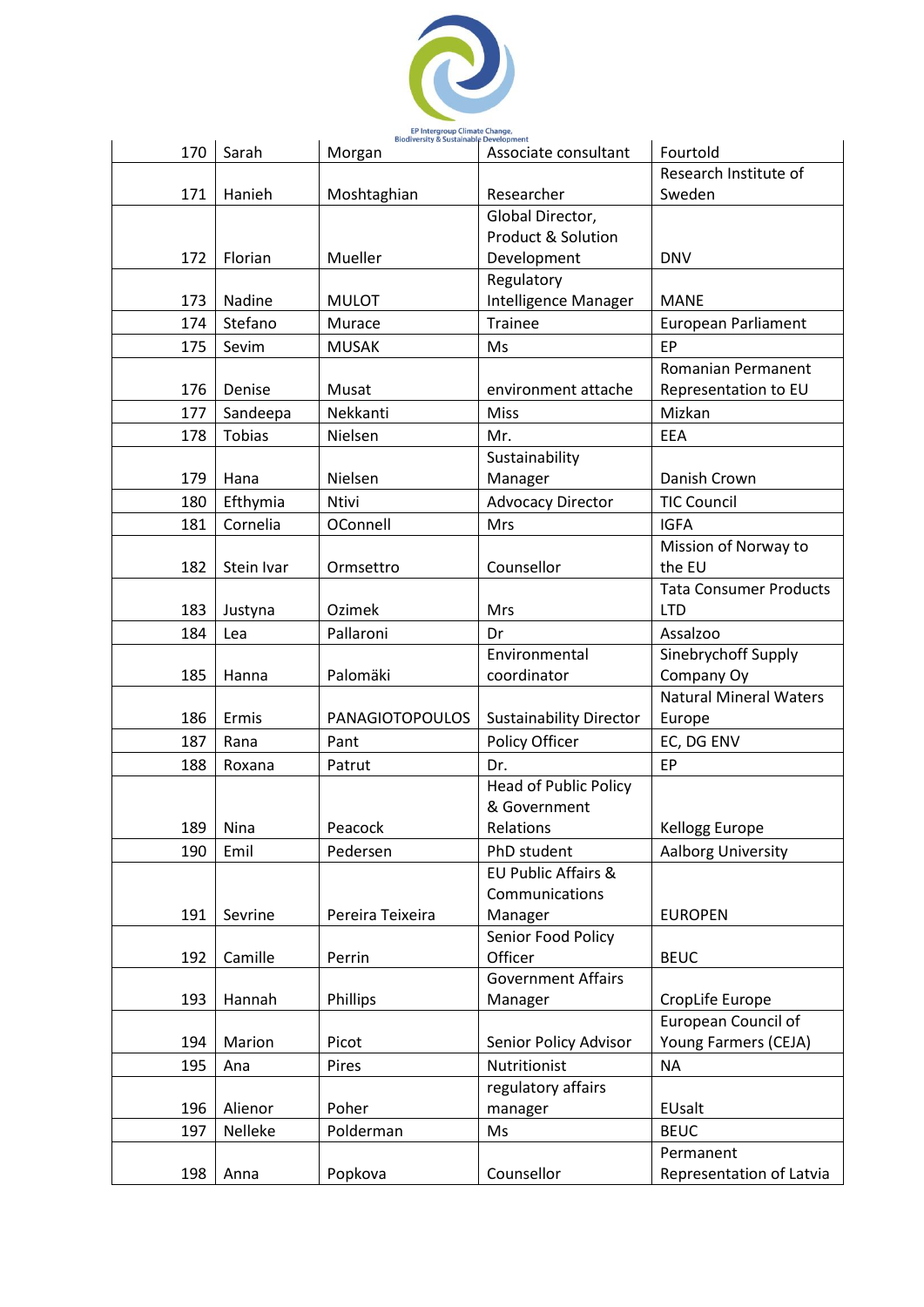| 170 | Sarah | Morgan | Associate consultant | Fourtold |
|---|---|---|---|---|
| 171 | Hanieh | Moshtaghian | Researcher | Research Institute of Sweden |
| 172 | Florian | Mueller | Global Director, Product & Solution Development | DNV |
| 173 | Nadine | MULOT | Regulatory Intelligence Manager | MANE |
| 174 | Stefano | Murace | Trainee | European Parliament |
| 175 | Sevim | MUSAK | Ms | EP |
| 176 | Denise | Musat | environment attache | Romanian Permanent Representation to EU |
| 177 | Sandeepa | Nekkanti | Miss | Mizkan |
| 178 | Tobias | Nielsen | Mr. | EEA |
| 179 | Hana | Nielsen | Sustainability Manager | Danish Crown |
| 180 | Efthymia | Ntivi | Advocacy Director | TIC Council |
| 181 | Cornelia | OConnell | Mrs | IGFA |
| 182 | Stein Ivar | Ormsettro | Counsellor | Mission of Norway to the EU |
| 183 | Justyna | Ozimek | Mrs | Tata Consumer Products LTD |
| 184 | Lea | Pallaroni | Dr | Assalzoo |
| 185 | Hanna | Palomäki | Environmental coordinator | Sinebrychoff Supply Company Oy |
| 186 | Ermis | PANAGIOTOPOULOS | Sustainability Director | Natural Mineral Waters Europe |
| 187 | Rana | Pant | Policy Officer | EC, DG ENV |
| 188 | Roxana | Patrut | Dr. | EP |
| 189 | Nina | Peacock | Head of Public Policy & Government Relations | Kellogg Europe |
| 190 | Emil | Pedersen | PhD student | Aalborg University |
| 191 | Sevrine | Pereira Teixeira | EU Public Affairs & Communications Manager | EUROPEN |
| 192 | Camille | Perrin | Senior Food Policy Officer | BEUC |
| 193 | Hannah | Phillips | Government Affairs Manager | CropLife Europe |
| 194 | Marion | Picot | Senior Policy Advisor | European Council of Young Farmers (CEJA) |
| 195 | Ana | Pires | Nutritionist | NA |
| 196 | Alienor | Poher | regulatory affairs manager | EUsalt |
| 197 | Nelleke | Polderman | Ms | BEUC |
| 198 | Anna | Popkova | Counsellor | Permanent Representation of Latvia |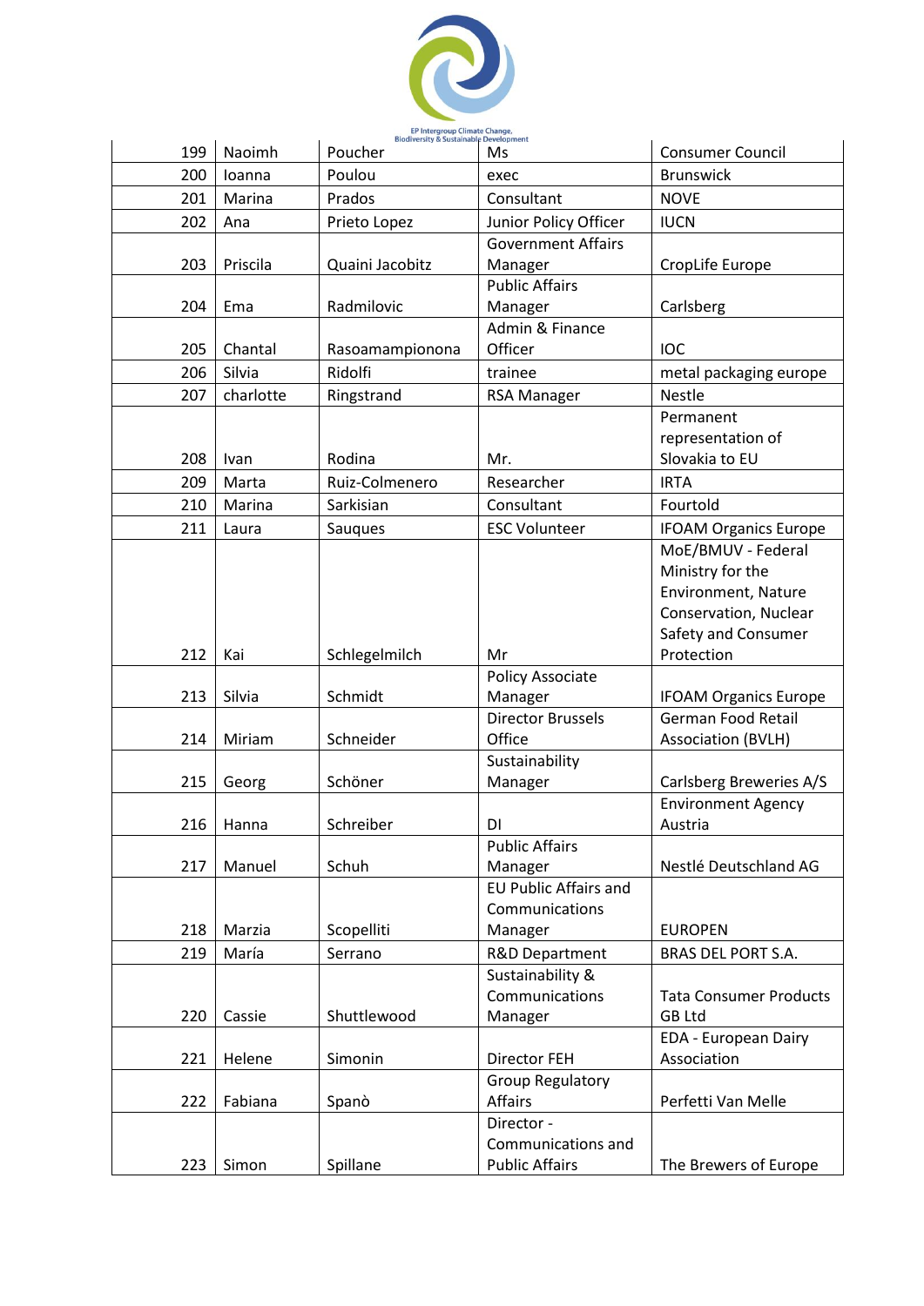| 199 | Naoimh | Poucher | Ms | Consumer Council |
|---|---|---|---|---|
| 200 | Ioanna | Poulou | exec | Brunswick |
| 201 | Marina | Prados | Consultant | NOVE |
| 202 | Ana | Prieto Lopez | Junior Policy Officer | IUCN |
| 203 | Priscila | Quaini Jacobitz | Government Affairs Manager | CropLife Europe |
| 204 | Ema | Radmilovic | Public Affairs Manager | Carlsberg |
| 205 | Chantal | Rasoamampionona | Admin & Finance Officer | IOC |
| 206 | Silvia | Ridolfi | trainee | metal packaging europe |
| 207 | charlotte | Ringstrand | RSA Manager | Nestle |
| 208 | Ivan | Rodina | Mr. | Permanent representation of Slovakia to EU |
| 209 | Marta | Ruiz-Colmenero | Researcher | IRTA |
| 210 | Marina | Sarkisian | Consultant | Fourtold |
| 211 | Laura | Sauques | ESC Volunteer | IFOAM Organics Europe |
| 212 | Kai | Schlegelmilch | Mr | MoE/BMUV - Federal Ministry for the Environment, Nature Conservation, Nuclear Safety and Consumer Protection |
| 213 | Silvia | Schmidt | Policy Associate Manager | IFOAM Organics Europe |
| 214 | Miriam | Schneider | Director Brussels Office | German Food Retail Association (BVLH) |
| 215 | Georg | Schöner | Sustainability Manager | Carlsberg Breweries A/S |
| 216 | Hanna | Schreiber | DI | Environment Agency Austria |
| 217 | Manuel | Schuh | Public Affairs Manager | Nestlé Deutschland AG |
| 218 | Marzia | Scopelliti | EU Public Affairs and Communications Manager | EUROPEN |
| 219 | María | Serrano | R&D Department | BRAS DEL PORT S.A. |
| 220 | Cassie | Shuttlewood | Sustainability & Communications Manager | Tata Consumer Products GB Ltd |
| 221 | Helene | Simonin | Director FEH | EDA - European Dairy Association |
| 222 | Fabiana | Spanò | Group Regulatory Affairs | Perfetti Van Melle |
| 223 | Simon | Spillane | Director - Communications and Public Affairs | The Brewers of Europe |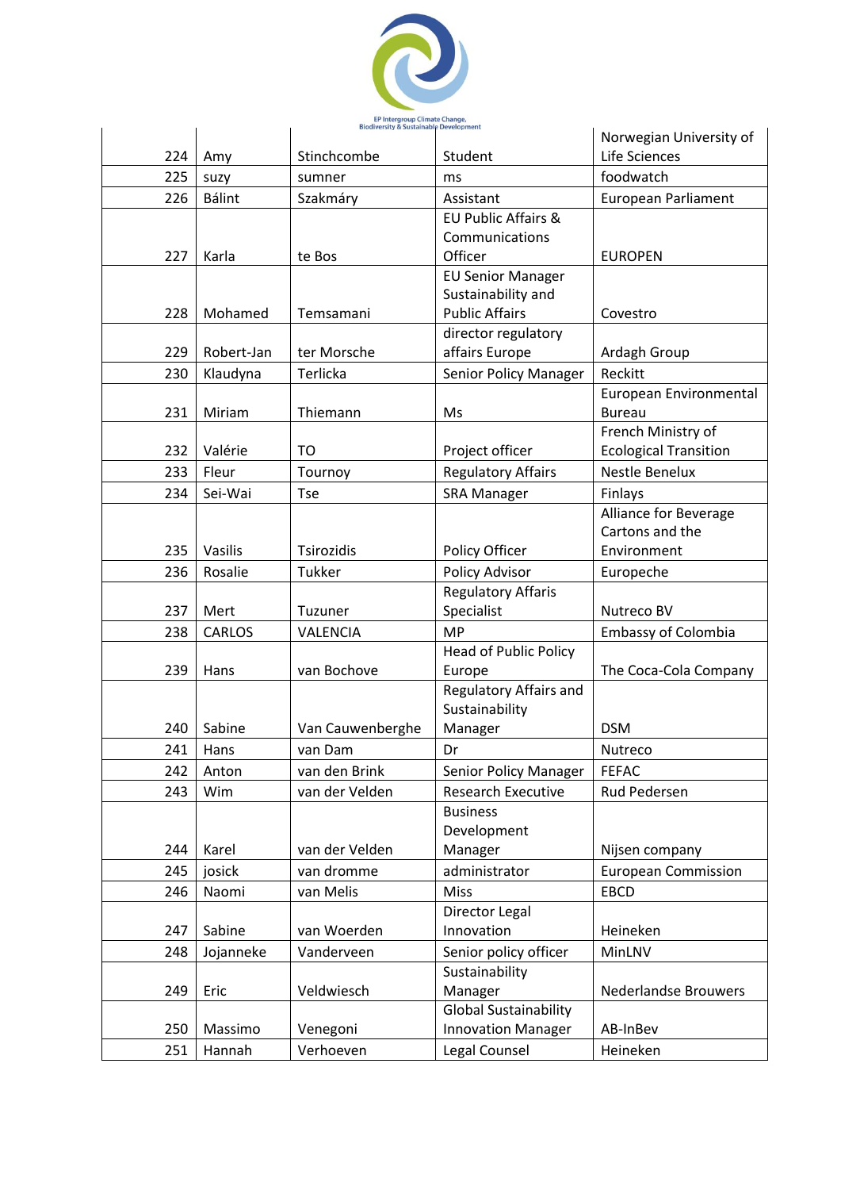| 224 | Amy | Stinchcombe | Student | Norwegian University of Life Sciences |
|---|---|---|---|---|
| 225 | suzy | sumner | ms | foodwatch |
| 226 | Bálint | Szakmáry | Assistant | European Parliament |
| 227 | Karla | te Bos | EU Public Affairs & Communications Officer | EUROPEN |
| 228 | Mohamed | Temsamani | EU Senior Manager Sustainability and Public Affairs | Covestro |
| 229 | Robert-Jan | ter Morsche | director regulatory affairs Europe | Ardagh Group |
| 230 | Klaudyna | Terlicka | Senior Policy Manager | Reckitt |
| 231 | Miriam | Thiemann | Ms | European Environmental Bureau |
| 232 | Valérie | TO | Project officer | French Ministry of Ecological Transition |
| 233 | Fleur | Tournoy | Regulatory Affairs | Nestle Benelux |
| 234 | Sei-Wai | Tse | SRA Manager | Finlays |
| 235 | Vasilis | Tsirozidis | Policy Officer | Alliance for Beverage Cartons and the Environment |
| 236 | Rosalie | Tukker | Policy Advisor | Europeche |
| 237 | Mert | Tuzuner | Regulatory Affaris Specialist | Nutreco BV |
| 238 | CARLOS | VALENCIA | MP | Embassy of Colombia |
| 239 | Hans | van Bochove | Head of Public Policy Europe | The Coca-Cola Company |
| 240 | Sabine | Van Cauwenberghe | Regulatory Affairs and Sustainability Manager | DSM |
| 241 | Hans | van Dam | Dr | Nutreco |
| 242 | Anton | van den Brink | Senior Policy Manager | FEFAC |
| 243 | Wim | van der Velden | Research Executive | Rud Pedersen |
| 244 | Karel | van der Velden | Business Development Manager | Nijsen company |
| 245 | josick | van dromme | administrator | European Commission |
| 246 | Naomi | van Melis | Miss | EBCD |
| 247 | Sabine | van Woerden | Director Legal Innovation | Heineken |
| 248 | Jojanneke | Vanderveen | Senior policy officer | MinLNV |
| 249 | Eric | Veldwiesch | Sustainability Manager | Nederlandse Brouwers |
| 250 | Massimo | Venegoni | Global Sustainability Innovation Manager | AB-InBev |
| 251 | Hannah | Verhoeven | Legal Counsel | Heineken |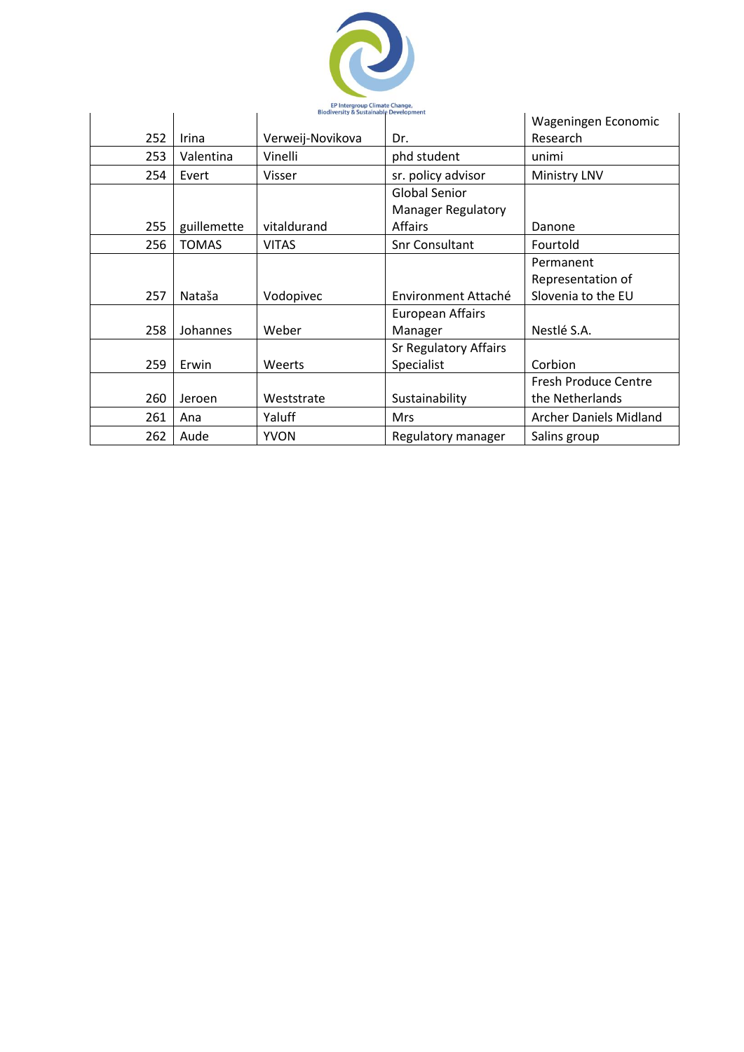| | | | | |
|---|---|---|---|---|
| 252 | Irina | Verweij-Novikova | Dr. | Wageningen Economic Research |
| 253 | Valentina | Vinelli | phd student | unimi |
| 254 | Evert | Visser | sr. policy advisor | Ministry LNV |
| 255 | guillemette | vitaldurand | Global Senior Manager Regulatory Affairs | Danone |
| 256 | TOMAS | VITAS | Snr Consultant | Fourtold |
| 257 | Nataša | Vodopivec | Environment Attaché | Permanent Representation of Slovenia to the EU |
| 258 | Johannes | Weber | European Affairs Manager | Nestlé S.A. |
| 259 | Erwin | Weerts | Sr Regulatory Affairs Specialist | Corbion |
| 260 | Jeroen | Weststrate | Sustainability | Fresh Produce Centre the Netherlands |
| 261 | Ana | Yaluff | Mrs | Archer Daniels Midland |
| 262 | Aude | YVON | Regulatory manager | Salins group |